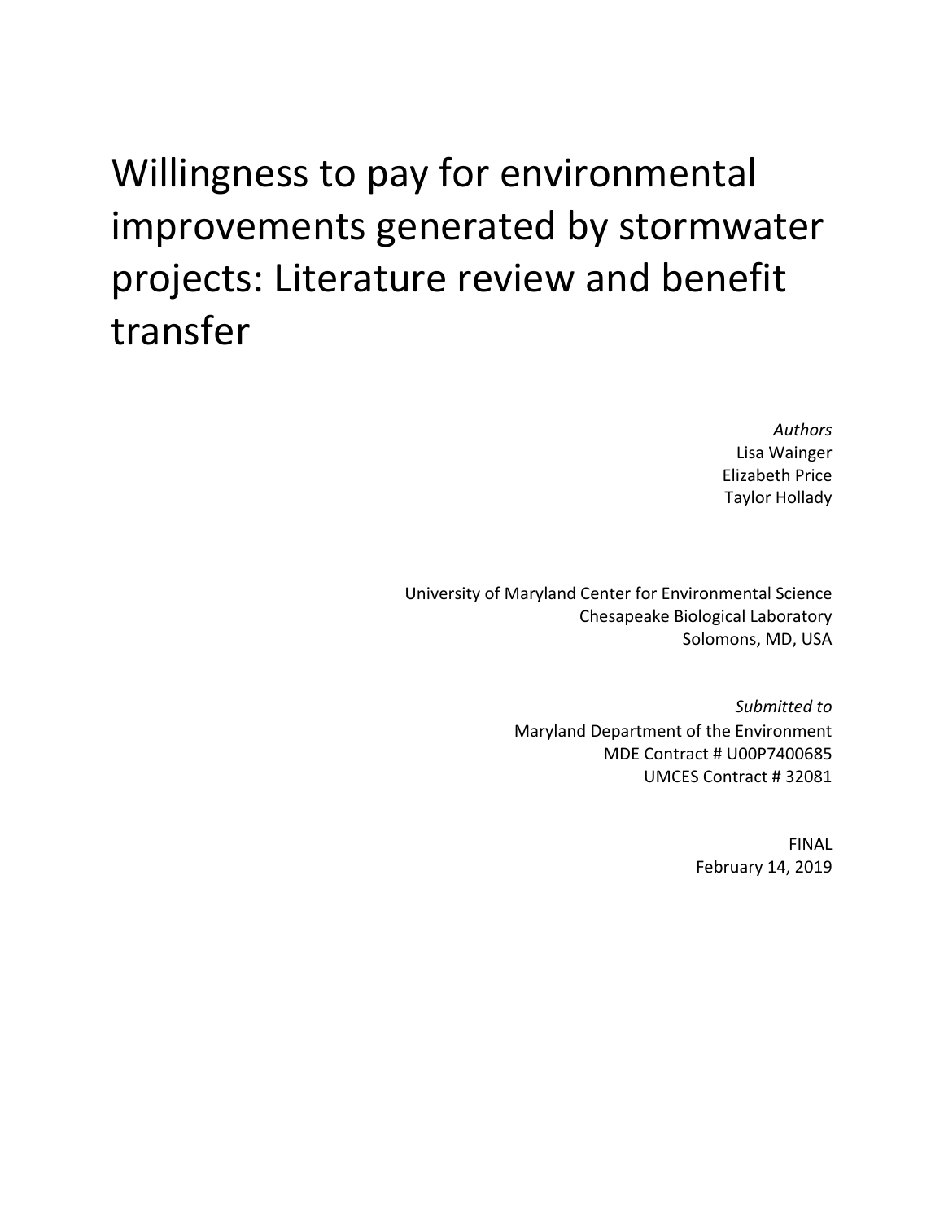# Willingness to pay for environmental improvements generated by stormwater projects: Literature review and benefit transfer

*Authors*
Lisa Wainger
Elizabeth Price
Taylor Hollady

University of Maryland Center for Environmental Science
Chesapeake Biological Laboratory
Solomons, MD, USA

*Submitted to*
Maryland Department of the Environment
MDE Contract # U00P7400685
UMCES Contract # 32081

FINAL
February 14, 2019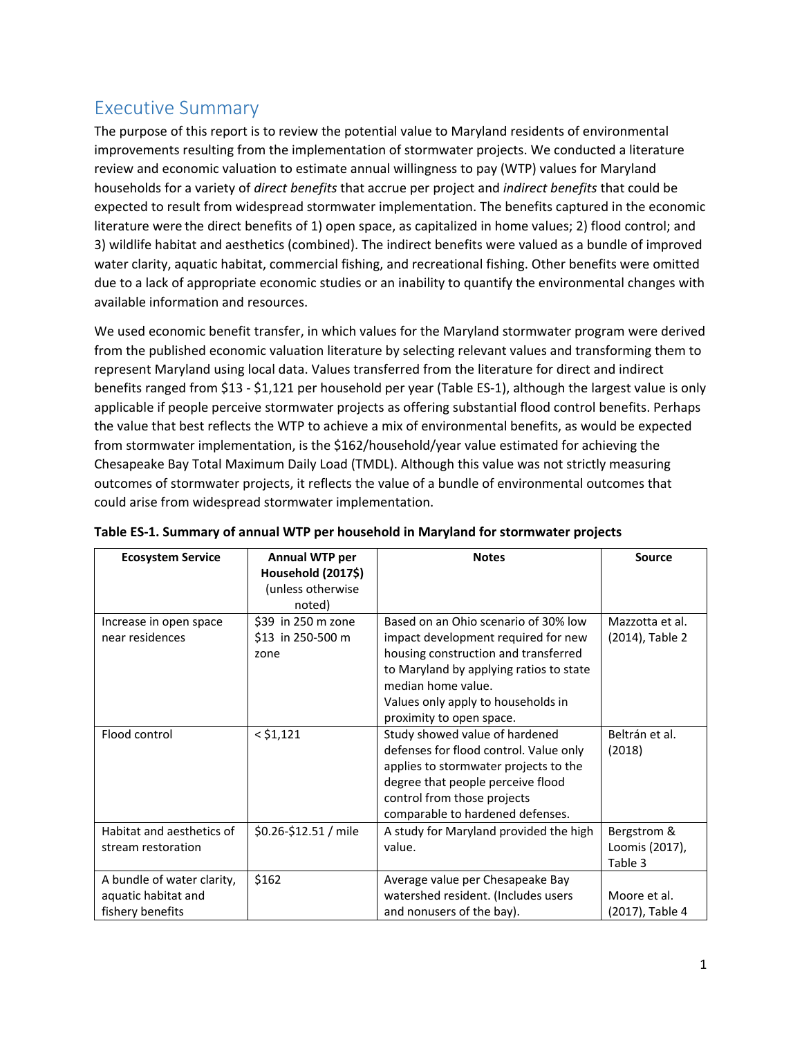## Executive Summary

The purpose of this report is to review the potential value to Maryland residents of environmental improvements resulting from the implementation of stormwater projects. We conducted a literature review and economic valuation to estimate annual willingness to pay (WTP) values for Maryland households for a variety of *direct benefits* that accrue per project and *indirect benefits* that could be expected to result from widespread stormwater implementation. The benefits captured in the economic literature were the direct benefits of 1) open space, as capitalized in home values; 2) flood control; and 3) wildlife habitat and aesthetics (combined). The indirect benefits were valued as a bundle of improved water clarity, aquatic habitat, commercial fishing, and recreational fishing. Other benefits were omitted due to a lack of appropriate economic studies or an inability to quantify the environmental changes with available information and resources.

We used economic benefit transfer, in which values for the Maryland stormwater program were derived from the published economic valuation literature by selecting relevant values and transforming them to represent Maryland using local data. Values transferred from the literature for direct and indirect benefits ranged from $13 - $1,121 per household per year (Table ES-1), although the largest value is only applicable if people perceive stormwater projects as offering substantial flood control benefits. Perhaps the value that best reflects the WTP to achieve a mix of environmental benefits, as would be expected from stormwater implementation, is the $162/household/year value estimated for achieving the Chesapeake Bay Total Maximum Daily Load (TMDL). Although this value was not strictly measuring outcomes of stormwater projects, it reflects the value of a bundle of environmental outcomes that could arise from widespread stormwater implementation.

**Table ES-1. Summary of annual WTP per household in Maryland for stormwater projects**

| Ecosystem Service | Annual WTP per Household (2017$) (unless otherwise noted) | Notes | Source |
|---|---|---|---|
| Increase in open space near residences | $39 in 250 m zone<br>$13 in 250-500 m zone | Based on an Ohio scenario of 30% low impact development required for new housing construction and transferred to Maryland by applying ratios to state median home value.<br>Values only apply to households in proximity to open space. | Mazzotta et al. (2014), Table 2 |
| Flood control | < $1,121 | Study showed value of hardened defenses for flood control. Value only applies to stormwater projects to the degree that people perceive flood control from those projects comparable to hardened defenses. | Beltrán et al. (2018) |
| Habitat and aesthetics of stream restoration | $0.26-$12.51 / mile | A study for Maryland provided the high value. | Bergstrom & Loomis (2017), Table 3 |
| A bundle of water clarity, aquatic habitat and fishery benefits | $162 | Average value per Chesapeake Bay watershed resident. (Includes users and nonusers of the bay). | Moore et al. (2017), Table 4 |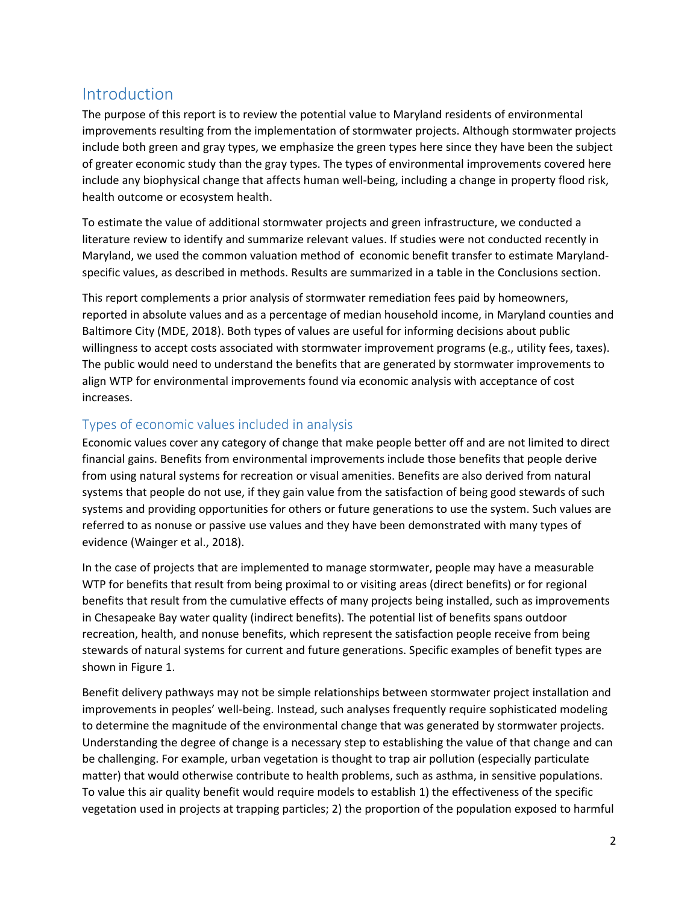## Introduction

The purpose of this report is to review the potential value to Maryland residents of environmental improvements resulting from the implementation of stormwater projects. Although stormwater projects include both green and gray types, we emphasize the green types here since they have been the subject of greater economic study than the gray types. The types of environmental improvements covered here include any biophysical change that affects human well-being, including a change in property flood risk, health outcome or ecosystem health.

To estimate the value of additional stormwater projects and green infrastructure, we conducted a literature review to identify and summarize relevant values. If studies were not conducted recently in Maryland, we used the common valuation method of economic benefit transfer to estimate Maryland-specific values, as described in methods. Results are summarized in a table in the Conclusions section.

This report complements a prior analysis of stormwater remediation fees paid by homeowners, reported in absolute values and as a percentage of median household income, in Maryland counties and Baltimore City (MDE, 2018). Both types of values are useful for informing decisions about public willingness to accept costs associated with stormwater improvement programs (e.g., utility fees, taxes). The public would need to understand the benefits that are generated by stormwater improvements to align WTP for environmental improvements found via economic analysis with acceptance of cost increases.

### Types of economic values included in analysis

Economic values cover any category of change that make people better off and are not limited to direct financial gains. Benefits from environmental improvements include those benefits that people derive from using natural systems for recreation or visual amenities. Benefits are also derived from natural systems that people do not use, if they gain value from the satisfaction of being good stewards of such systems and providing opportunities for others or future generations to use the system. Such values are referred to as nonuse or passive use values and they have been demonstrated with many types of evidence (Wainger et al., 2018).

In the case of projects that are implemented to manage stormwater, people may have a measurable WTP for benefits that result from being proximal to or visiting areas (direct benefits) or for regional benefits that result from the cumulative effects of many projects being installed, such as improvements in Chesapeake Bay water quality (indirect benefits). The potential list of benefits spans outdoor recreation, health, and nonuse benefits, which represent the satisfaction people receive from being stewards of natural systems for current and future generations. Specific examples of benefit types are shown in Figure 1.

Benefit delivery pathways may not be simple relationships between stormwater project installation and improvements in peoples' well-being. Instead, such analyses frequently require sophisticated modeling to determine the magnitude of the environmental change that was generated by stormwater projects. Understanding the degree of change is a necessary step to establishing the value of that change and can be challenging. For example, urban vegetation is thought to trap air pollution (especially particulate matter) that would otherwise contribute to health problems, such as asthma, in sensitive populations. To value this air quality benefit would require models to establish 1) the effectiveness of the specific vegetation used in projects at trapping particles; 2) the proportion of the population exposed to harmful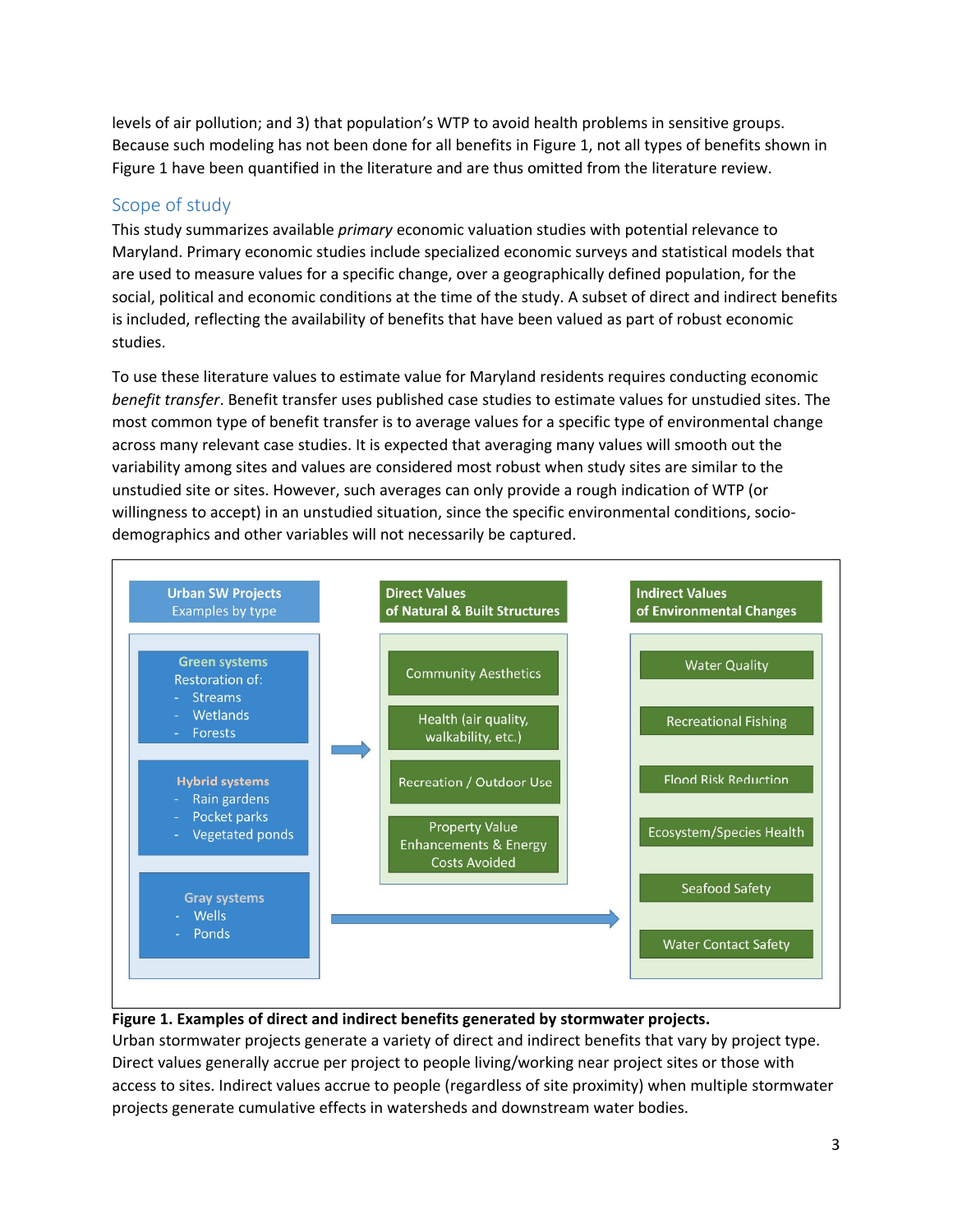levels of air pollution; and 3) that population's WTP to avoid health problems in sensitive groups. Because such modeling has not been done for all benefits in Figure 1, not all types of benefits shown in Figure 1 have been quantified in the literature and are thus omitted from the literature review.

## Scope of study

This study summarizes available *primary* economic valuation studies with potential relevance to Maryland. Primary economic studies include specialized economic surveys and statistical models that are used to measure values for a specific change, over a geographically defined population, for the social, political and economic conditions at the time of the study. A subset of direct and indirect benefits is included, reflecting the availability of benefits that have been valued as part of robust economic studies.

To use these literature values to estimate value for Maryland residents requires conducting economic *benefit transfer*. Benefit transfer uses published case studies to estimate values for unstudied sites. The most common type of benefit transfer is to average values for a specific type of environmental change across many relevant case studies. It is expected that averaging many values will smooth out the variability among sites and values are considered most robust when study sites are similar to the unstudied site or sites. However, such averages can only provide a rough indication of WTP (or willingness to accept) in an unstudied situation, since the specific environmental conditions, socio-demographics and other variables will not necessarily be captured.

| Urban SW Projects (Examples by type) | Direct Values of Natural & Built Structures | Indirect Values of Environmental Changes |
|---|---|---|
| **Green systems** Restoration of: Streams, Wetlands, Forests | Community Aesthetics | Water Quality |
| **Hybrid systems** Rain gardens, Pocket parks, Vegetated ponds | Health (air quality, walkability, etc.) | Recreational Fishing |
| **Gray systems** Wells, Ponds | Recreation / Outdoor Use | Flood Risk Reduction |
| | Property Value Enhancements & Energy Costs Avoided | Ecosystem/Species Health |
| | | Seafood Safety |
| | | Water Contact Safety |

**Figure 1. Examples of direct and indirect benefits generated by stormwater projects.**
Urban stormwater projects generate a variety of direct and indirect benefits that vary by project type. Direct values generally accrue per project to people living/working near project sites or those with access to sites. Indirect values accrue to people (regardless of site proximity) when multiple stormwater projects generate cumulative effects in watersheds and downstream water bodies.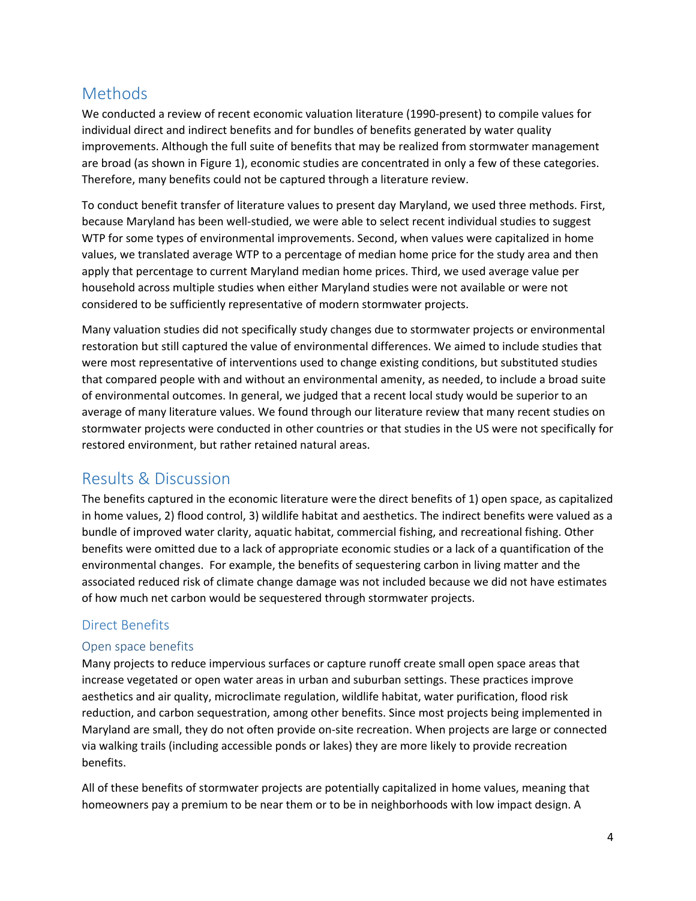## Methods

We conducted a review of recent economic valuation literature (1990-present) to compile values for individual direct and indirect benefits and for bundles of benefits generated by water quality improvements. Although the full suite of benefits that may be realized from stormwater management are broad (as shown in Figure 1), economic studies are concentrated in only a few of these categories. Therefore, many benefits could not be captured through a literature review.

To conduct benefit transfer of literature values to present day Maryland, we used three methods. First, because Maryland has been well-studied, we were able to select recent individual studies to suggest WTP for some types of environmental improvements. Second, when values were capitalized in home values, we translated average WTP to a percentage of median home price for the study area and then apply that percentage to current Maryland median home prices. Third, we used average value per household across multiple studies when either Maryland studies were not available or were not considered to be sufficiently representative of modern stormwater projects.

Many valuation studies did not specifically study changes due to stormwater projects or environmental restoration but still captured the value of environmental differences. We aimed to include studies that were most representative of interventions used to change existing conditions, but substituted studies that compared people with and without an environmental amenity, as needed, to include a broad suite of environmental outcomes. In general, we judged that a recent local study would be superior to an average of many literature values. We found through our literature review that many recent studies on stormwater projects were conducted in other countries or that studies in the US were not specifically for restored environment, but rather retained natural areas.

## Results & Discussion

The benefits captured in the economic literature were the direct benefits of 1) open space, as capitalized in home values, 2) flood control, 3) wildlife habitat and aesthetics. The indirect benefits were valued as a bundle of improved water clarity, aquatic habitat, commercial fishing, and recreational fishing. Other benefits were omitted due to a lack of appropriate economic studies or a lack of a quantification of the environmental changes. For example, the benefits of sequestering carbon in living matter and the associated reduced risk of climate change damage was not included because we did not have estimates of how much net carbon would be sequestered through stormwater projects.

### Direct Benefits

#### Open space benefits

Many projects to reduce impervious surfaces or capture runoff create small open space areas that increase vegetated or open water areas in urban and suburban settings. These practices improve aesthetics and air quality, microclimate regulation, wildlife habitat, water purification, flood risk reduction, and carbon sequestration, among other benefits. Since most projects being implemented in Maryland are small, they do not often provide on-site recreation. When projects are large or connected via walking trails (including accessible ponds or lakes) they are more likely to provide recreation benefits.

All of these benefits of stormwater projects are potentially capitalized in home values, meaning that homeowners pay a premium to be near them or to be in neighborhoods with low impact design. A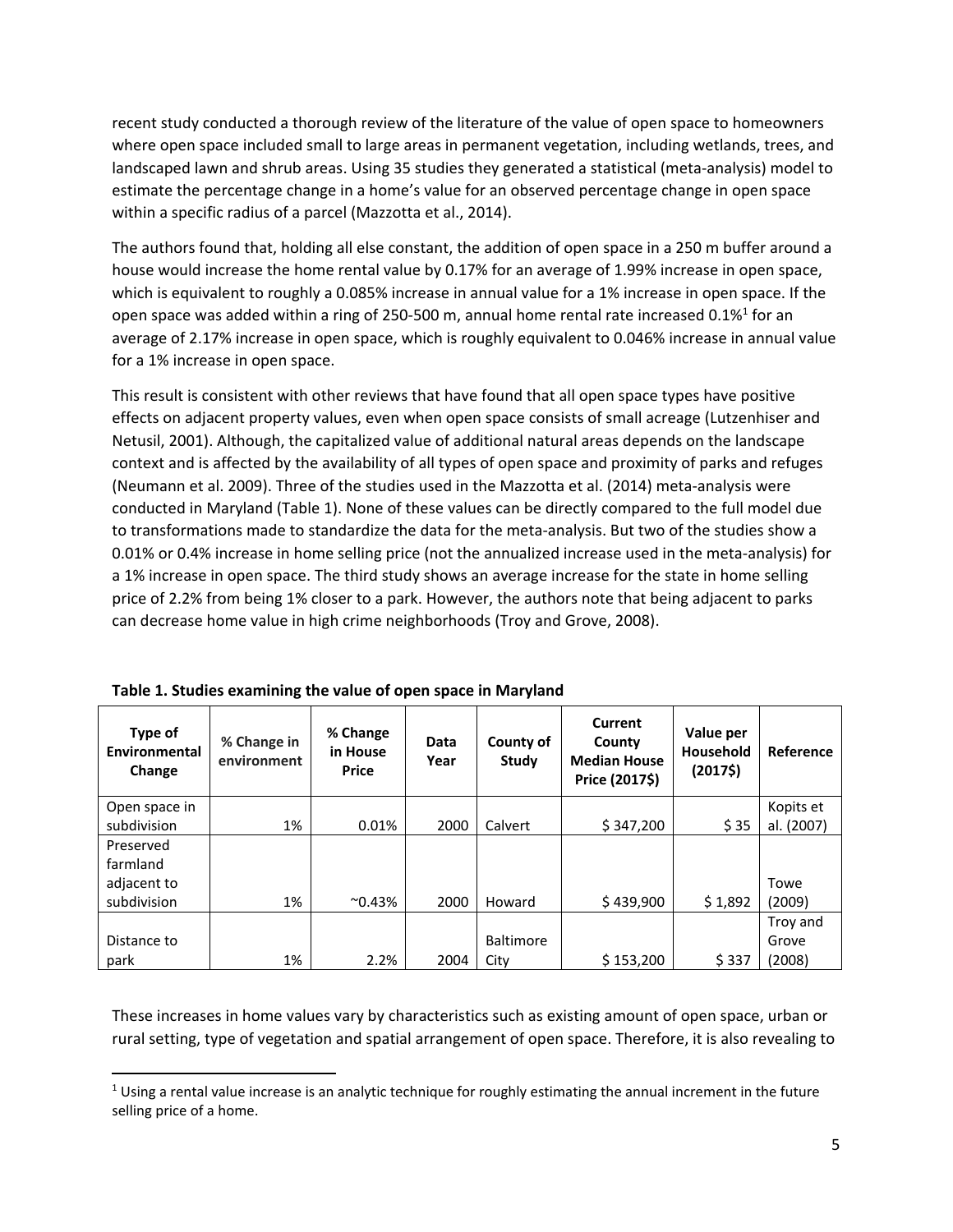recent study conducted a thorough review of the literature of the value of open space to homeowners where open space included small to large areas in permanent vegetation, including wetlands, trees, and landscaped lawn and shrub areas. Using 35 studies they generated a statistical (meta-analysis) model to estimate the percentage change in a home's value for an observed percentage change in open space within a specific radius of a parcel (Mazzotta et al., 2014).

The authors found that, holding all else constant, the addition of open space in a 250 m buffer around a house would increase the home rental value by 0.17% for an average of 1.99% increase in open space, which is equivalent to roughly a 0.085% increase in annual value for a 1% increase in open space. If the open space was added within a ring of 250-500 m, annual home rental rate increased 0.1%[1] for an average of 2.17% increase in open space, which is roughly equivalent to 0.046% increase in annual value for a 1% increase in open space.

This result is consistent with other reviews that have found that all open space types have positive effects on adjacent property values, even when open space consists of small acreage (Lutzenhiser and Netusil, 2001). Although, the capitalized value of additional natural areas depends on the landscape context and is affected by the availability of all types of open space and proximity of parks and refuges (Neumann et al. 2009). Three of the studies used in the Mazzotta et al. (2014) meta-analysis were conducted in Maryland (Table 1). None of these values can be directly compared to the full model due to transformations made to standardize the data for the meta-analysis. But two of the studies show a 0.01% or 0.4% increase in home selling price (not the annualized increase used in the meta-analysis) for a 1% increase in open space. The third study shows an average increase for the state in home selling price of 2.2% from being 1% closer to a park. However, the authors note that being adjacent to parks can decrease home value in high crime neighborhoods (Troy and Grove, 2008).

**Table 1. Studies examining the value of open space in Maryland**

| Type of Environmental Change | % Change in environment | % Change in House Price | Data Year | County of Study | Current County Median House Price (2017$) | Value per Household (2017$) | Reference |
|---|---|---|---|---|---|---|---|
| Open space in subdivision | 1% | 0.01% | 2000 | Calvert | $ 347,200 | $ 35 | Kopits et al. (2007) |
| Preserved farmland adjacent to subdivision | 1% | ~0.43% | 2000 | Howard | $ 439,900 | $ 1,892 | Towe (2009) |
| Distance to park | 1% | 2.2% | 2004 | Baltimore City | $ 153,200 | $ 337 | Troy and Grove (2008) |

These increases in home values vary by characteristics such as existing amount of open space, urban or rural setting, type of vegetation and spatial arrangement of open space. Therefore, it is also revealing to

[1] Using a rental value increase is an analytic technique for roughly estimating the annual increment in the future selling price of a home.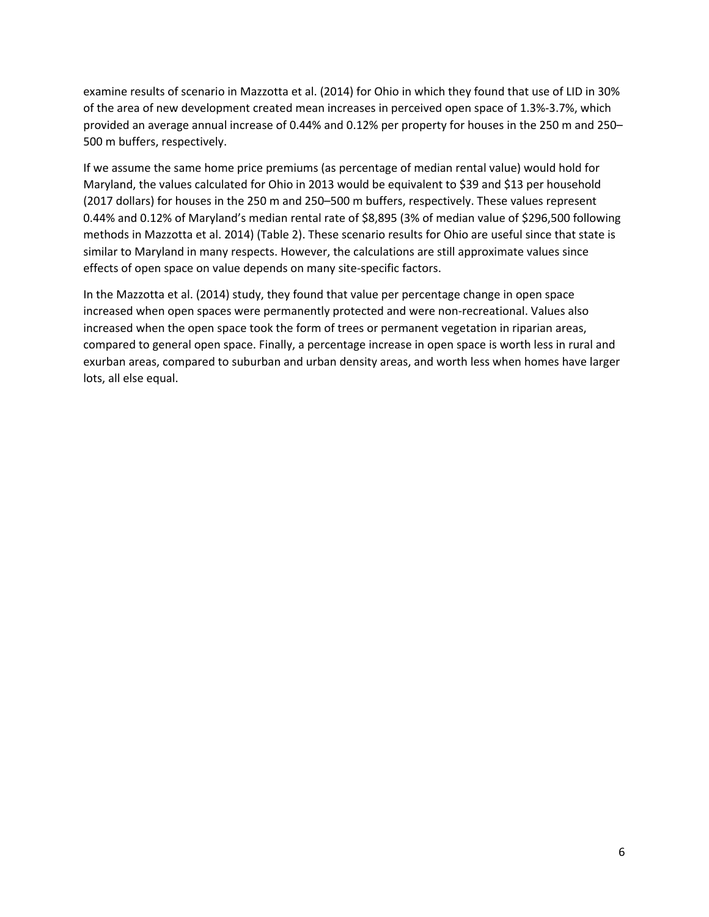examine results of scenario in Mazzotta et al. (2014) for Ohio in which they found that use of LID in 30% of the area of new development created mean increases in perceived open space of 1.3%-3.7%, which provided an average annual increase of 0.44% and 0.12% per property for houses in the 250 m and 250–500 m buffers, respectively.

If we assume the same home price premiums (as percentage of median rental value) would hold for Maryland, the values calculated for Ohio in 2013 would be equivalent to $39 and $13 per household (2017 dollars) for houses in the 250 m and 250–500 m buffers, respectively. These values represent 0.44% and 0.12% of Maryland's median rental rate of $8,895 (3% of median value of $296,500 following methods in Mazzotta et al. 2014) (Table 2). These scenario results for Ohio are useful since that state is similar to Maryland in many respects. However, the calculations are still approximate values since effects of open space on value depends on many site-specific factors.

In the Mazzotta et al. (2014) study, they found that value per percentage change in open space increased when open spaces were permanently protected and were non-recreational. Values also increased when the open space took the form of trees or permanent vegetation in riparian areas, compared to general open space. Finally, a percentage increase in open space is worth less in rural and exurban areas, compared to suburban and urban density areas, and worth less when homes have larger lots, all else equal.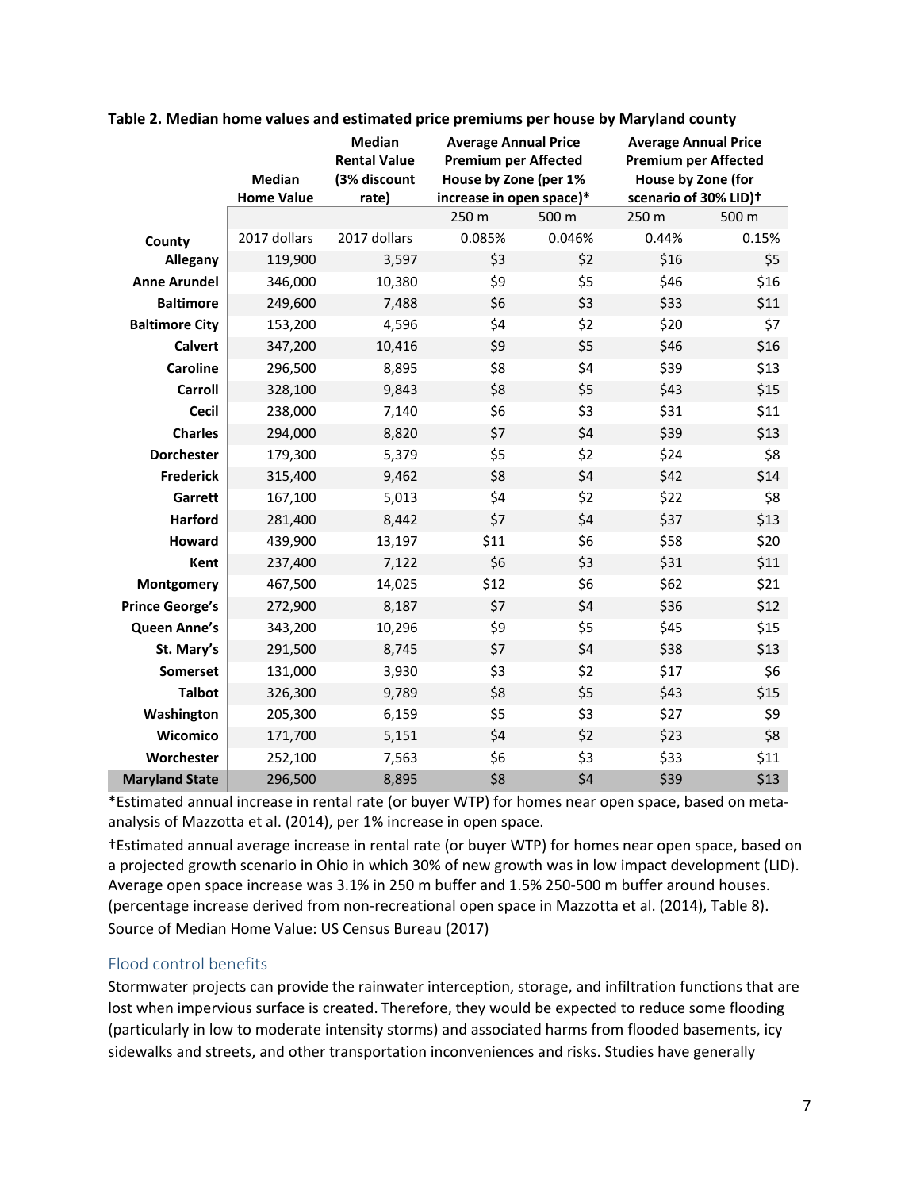**Table 2. Median home values and estimated price premiums per house by Maryland county**

| County | Median Home Value | Median Rental Value (3% discount rate) | Average Annual Price Premium per Affected House by Zone (per 1% increase in open space)* | | Average Annual Price Premium per Affected House by Zone (for scenario of 30% LID)† | |
|---|---|---|---|---|---|---|
| | | | 250 m | 500 m | 250 m | 500 m |
| | 2017 dollars | 2017 dollars | 0.085% | 0.046% | 0.44% | 0.15% |
| Allegany | 119,900 | 3,597 | $3 | $2 | $16 | $5 |
| Anne Arundel | 346,000 | 10,380 | $9 | $5 | $46 | $16 |
| Baltimore | 249,600 | 7,488 | $6 | $3 | $33 | $11 |
| Baltimore City | 153,200 | 4,596 | $4 | $2 | $20 | $7 |
| Calvert | 347,200 | 10,416 | $9 | $5 | $46 | $16 |
| Caroline | 296,500 | 8,895 | $8 | $4 | $39 | $13 |
| Carroll | 328,100 | 9,843 | $8 | $5 | $43 | $15 |
| Cecil | 238,000 | 7,140 | $6 | $3 | $31 | $11 |
| Charles | 294,000 | 8,820 | $7 | $4 | $39 | $13 |
| Dorchester | 179,300 | 5,379 | $5 | $2 | $24 | $8 |
| Frederick | 315,400 | 9,462 | $8 | $4 | $42 | $14 |
| Garrett | 167,100 | 5,013 | $4 | $2 | $22 | $8 |
| Harford | 281,400 | 8,442 | $7 | $4 | $37 | $13 |
| Howard | 439,900 | 13,197 | $11 | $6 | $58 | $20 |
| Kent | 237,400 | 7,122 | $6 | $3 | $31 | $11 |
| Montgomery | 467,500 | 14,025 | $12 | $6 | $62 | $21 |
| Prince George's | 272,900 | 8,187 | $7 | $4 | $36 | $12 |
| Queen Anne's | 343,200 | 10,296 | $9 | $5 | $45 | $15 |
| St. Mary's | 291,500 | 8,745 | $7 | $4 | $38 | $13 |
| Somerset | 131,000 | 3,930 | $3 | $2 | $17 | $6 |
| Talbot | 326,300 | 9,789 | $8 | $5 | $43 | $15 |
| Washington | 205,300 | 6,159 | $5 | $3 | $27 | $9 |
| Wicomico | 171,700 | 5,151 | $4 | $2 | $23 | $8 |
| Worchester | 252,100 | 7,563 | $6 | $3 | $33 | $11 |
| **Maryland State** | 296,500 | 8,895 | $8 | $4 | $39 | $13 |

*Estimated annual increase in rental rate (or buyer WTP) for homes near open space, based on meta-analysis of Mazzotta et al. (2014), per 1% increase in open space.

†Estimated annual average increase in rental rate (or buyer WTP) for homes near open space, based on a projected growth scenario in Ohio in which 30% of new growth was in low impact development (LID). Average open space increase was 3.1% in 250 m buffer and 1.5% 250-500 m buffer around houses. (percentage increase derived from non-recreational open space in Mazzotta et al. (2014), Table 8).

Source of Median Home Value: US Census Bureau (2017)

### Flood control benefits

Stormwater projects can provide the rainwater interception, storage, and infiltration functions that are lost when impervious surface is created. Therefore, they would be expected to reduce some flooding (particularly in low to moderate intensity storms) and associated harms from flooded basements, icy sidewalks and streets, and other transportation inconveniences and risks. Studies have generally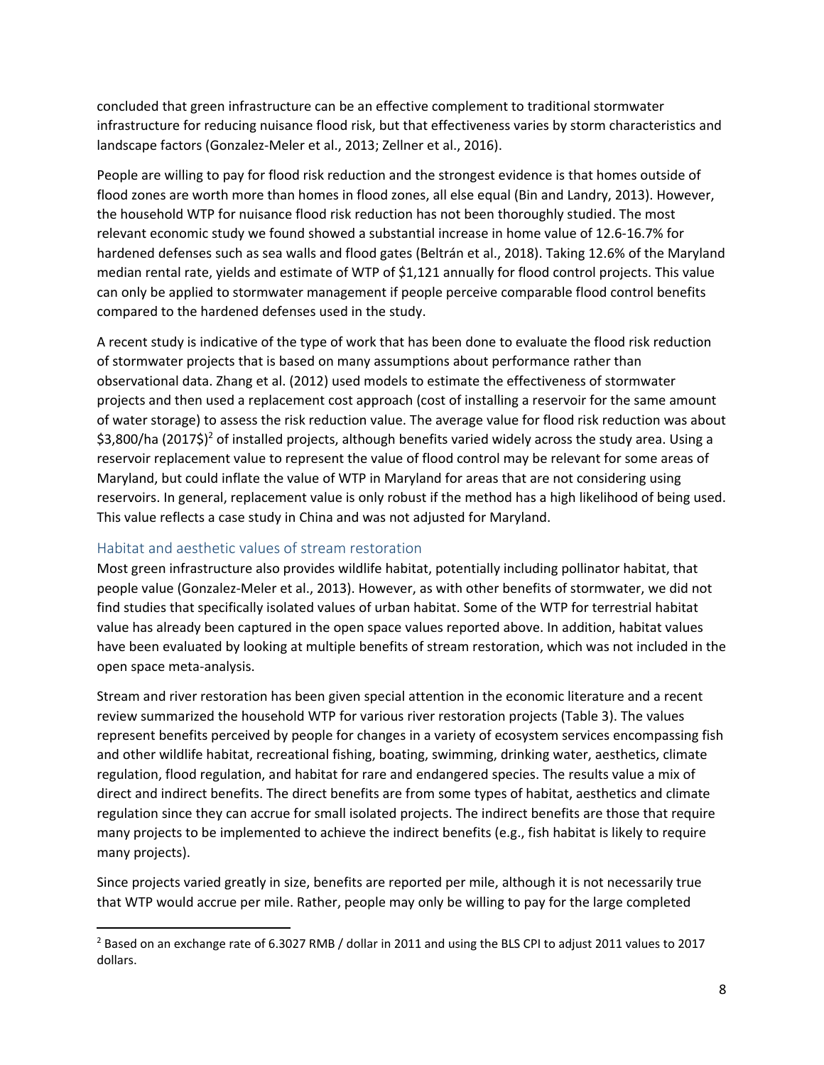concluded that green infrastructure can be an effective complement to traditional stormwater infrastructure for reducing nuisance flood risk, but that effectiveness varies by storm characteristics and landscape factors (Gonzalez-Meler et al., 2013; Zellner et al., 2016).

People are willing to pay for flood risk reduction and the strongest evidence is that homes outside of flood zones are worth more than homes in flood zones, all else equal (Bin and Landry, 2013). However, the household WTP for nuisance flood risk reduction has not been thoroughly studied. The most relevant economic study we found showed a substantial increase in home value of 12.6-16.7% for hardened defenses such as sea walls and flood gates (Beltrán et al., 2018). Taking 12.6% of the Maryland median rental rate, yields and estimate of WTP of $1,121 annually for flood control projects. This value can only be applied to stormwater management if people perceive comparable flood control benefits compared to the hardened defenses used in the study.

A recent study is indicative of the type of work that has been done to evaluate the flood risk reduction of stormwater projects that is based on many assumptions about performance rather than observational data. Zhang et al. (2012) used models to estimate the effectiveness of stormwater projects and then used a replacement cost approach (cost of installing a reservoir for the same amount of water storage) to assess the risk reduction value. The average value for flood risk reduction was about $3,800/ha (2017$)[2] of installed projects, although benefits varied widely across the study area. Using a reservoir replacement value to represent the value of flood control may be relevant for some areas of Maryland, but could inflate the value of WTP in Maryland for areas that are not considering using reservoirs. In general, replacement value is only robust if the method has a high likelihood of being used. This value reflects a case study in China and was not adjusted for Maryland.

### Habitat and aesthetic values of stream restoration

Most green infrastructure also provides wildlife habitat, potentially including pollinator habitat, that people value (Gonzalez-Meler et al., 2013). However, as with other benefits of stormwater, we did not find studies that specifically isolated values of urban habitat. Some of the WTP for terrestrial habitat value has already been captured in the open space values reported above. In addition, habitat values have been evaluated by looking at multiple benefits of stream restoration, which was not included in the open space meta-analysis.

Stream and river restoration has been given special attention in the economic literature and a recent review summarized the household WTP for various river restoration projects (Table 3). The values represent benefits perceived by people for changes in a variety of ecosystem services encompassing fish and other wildlife habitat, recreational fishing, boating, swimming, drinking water, aesthetics, climate regulation, flood regulation, and habitat for rare and endangered species. The results value a mix of direct and indirect benefits. The direct benefits are from some types of habitat, aesthetics and climate regulation since they can accrue for small isolated projects. The indirect benefits are those that require many projects to be implemented to achieve the indirect benefits (e.g., fish habitat is likely to require many projects).

Since projects varied greatly in size, benefits are reported per mile, although it is not necessarily true that WTP would accrue per mile. Rather, people may only be willing to pay for the large completed

---

[2] Based on an exchange rate of 6.3027 RMB / dollar in 2011 and using the BLS CPI to adjust 2011 values to 2017 dollars.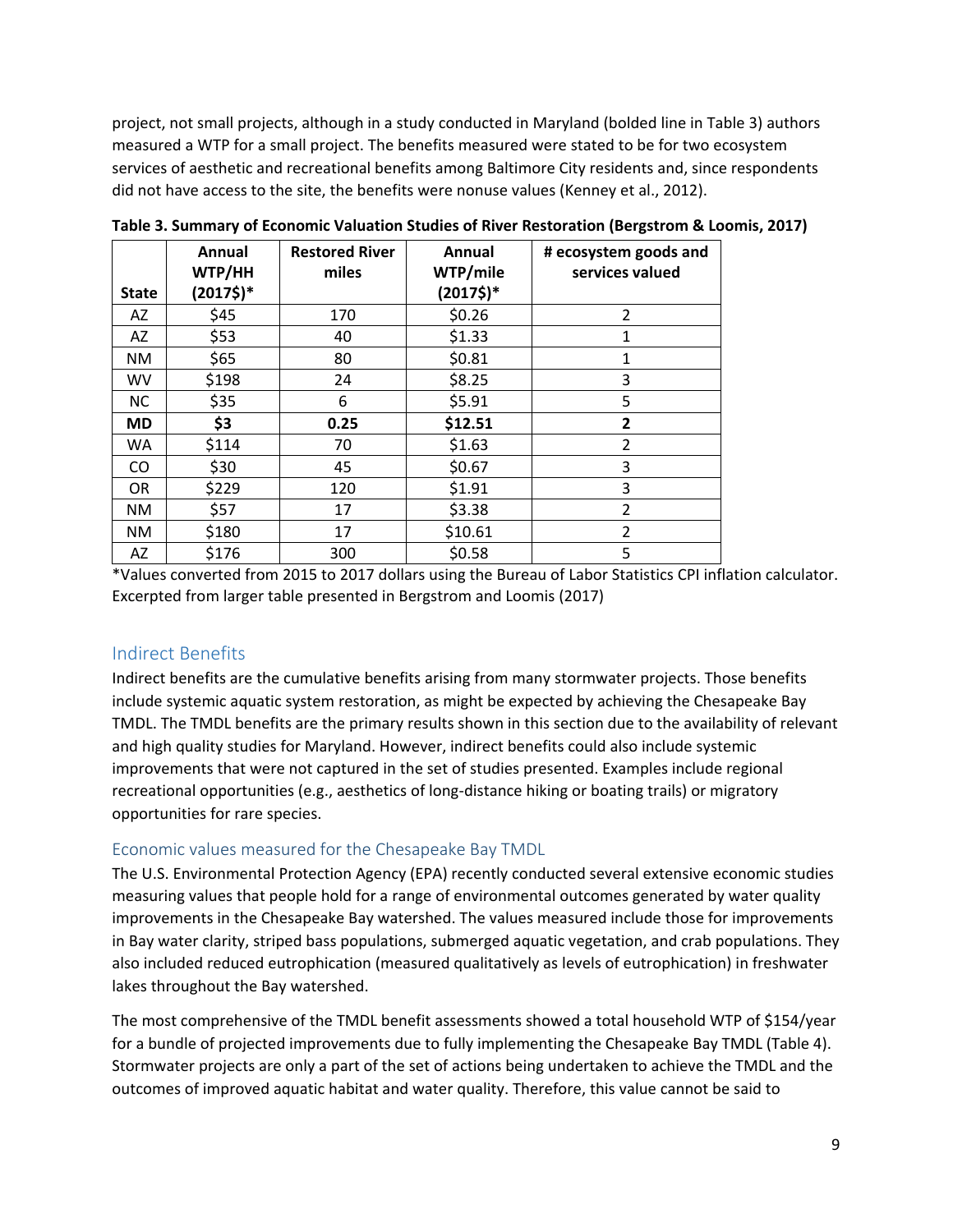project, not small projects, although in a study conducted in Maryland (bolded line in Table 3) authors measured a WTP for a small project. The benefits measured were stated to be for two ecosystem services of aesthetic and recreational benefits among Baltimore City residents and, since respondents did not have access to the site, the benefits were nonuse values (Kenney et al., 2012).

**Table 3. Summary of Economic Valuation Studies of River Restoration (Bergstrom & Loomis, 2017)**

| State | Annual WTP/HH (2017$)* | Restored River miles | Annual WTP/mile (2017$)* | # ecosystem goods and services valued |
|---|---|---|---|---|
| AZ | $45 | 170 | $0.26 | 2 |
| AZ | $53 | 40 | $1.33 | 1 |
| NM | $65 | 80 | $0.81 | 1 |
| WV | $198 | 24 | $8.25 | 3 |
| NC | $35 | 6 | $5.91 | 5 |
| **MD** | **$3** | **0.25** | **$12.51** | **2** |
| WA | $114 | 70 | $1.63 | 2 |
| CO | $30 | 45 | $0.67 | 3 |
| OR | $229 | 120 | $1.91 | 3 |
| NM | $57 | 17 | $3.38 | 2 |
| NM | $180 | 17 | $10.61 | 2 |
| AZ | $176 | 300 | $0.58 | 5 |

*Values converted from 2015 to 2017 dollars using the Bureau of Labor Statistics CPI inflation calculator. Excerpted from larger table presented in Bergstrom and Loomis (2017)

## Indirect Benefits

Indirect benefits are the cumulative benefits arising from many stormwater projects. Those benefits include systemic aquatic system restoration, as might be expected by achieving the Chesapeake Bay TMDL. The TMDL benefits are the primary results shown in this section due to the availability of relevant and high quality studies for Maryland. However, indirect benefits could also include systemic improvements that were not captured in the set of studies presented. Examples include regional recreational opportunities (e.g., aesthetics of long-distance hiking or boating trails) or migratory opportunities for rare species.

### Economic values measured for the Chesapeake Bay TMDL

The U.S. Environmental Protection Agency (EPA) recently conducted several extensive economic studies measuring values that people hold for a range of environmental outcomes generated by water quality improvements in the Chesapeake Bay watershed. The values measured include those for improvements in Bay water clarity, striped bass populations, submerged aquatic vegetation, and crab populations. They also included reduced eutrophication (measured qualitatively as levels of eutrophication) in freshwater lakes throughout the Bay watershed.

The most comprehensive of the TMDL benefit assessments showed a total household WTP of $154/year for a bundle of projected improvements due to fully implementing the Chesapeake Bay TMDL (Table 4). Stormwater projects are only a part of the set of actions being undertaken to achieve the TMDL and the outcomes of improved aquatic habitat and water quality. Therefore, this value cannot be said to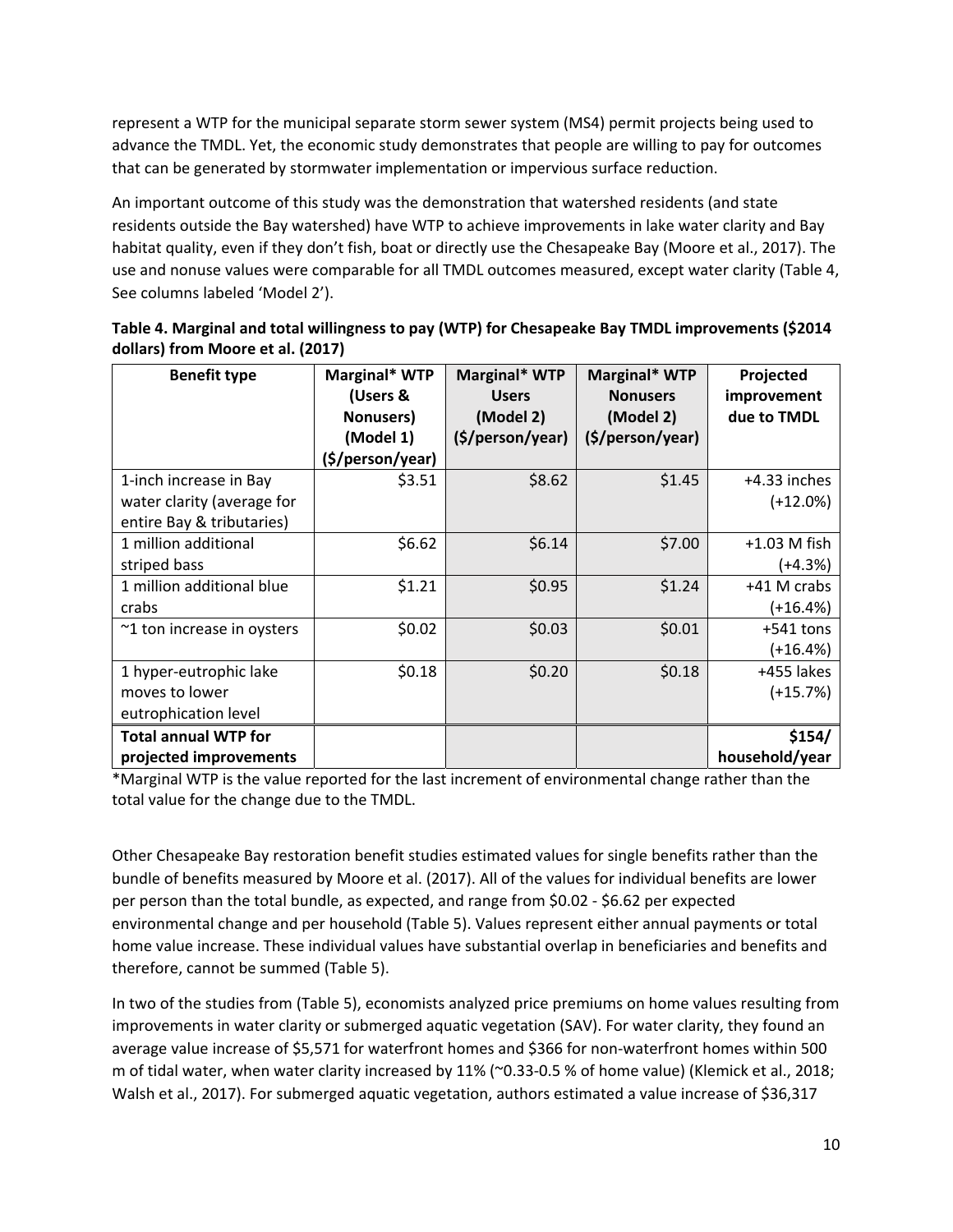represent a WTP for the municipal separate storm sewer system (MS4) permit projects being used to advance the TMDL. Yet, the economic study demonstrates that people are willing to pay for outcomes that can be generated by stormwater implementation or impervious surface reduction.

An important outcome of this study was the demonstration that watershed residents (and state residents outside the Bay watershed) have WTP to achieve improvements in lake water clarity and Bay habitat quality, even if they don't fish, boat or directly use the Chesapeake Bay (Moore et al., 2017). The use and nonuse values were comparable for all TMDL outcomes measured, except water clarity (Table 4, See columns labeled 'Model 2').

**Table 4. Marginal and total willingness to pay (WTP) for Chesapeake Bay TMDL improvements ($2014 dollars) from Moore et al. (2017)**

| Benefit type | Marginal* WTP (Users & Nonusers) (Model 1) ($/person/year) | Marginal* WTP Users (Model 2) ($/person/year) | Marginal* WTP Nonusers (Model 2) ($/person/year) | Projected improvement due to TMDL |
|---|---|---|---|---|
| 1-inch increase in Bay water clarity (average for entire Bay & tributaries) | $3.51 | $8.62 | $1.45 | +4.33 inches (+12.0%) |
| 1 million additional striped bass | $6.62 | $6.14 | $7.00 | +1.03 M fish (+4.3%) |
| 1 million additional blue crabs | $1.21 | $0.95 | $1.24 | +41 M crabs (+16.4%) |
| ~1 ton increase in oysters | $0.02 | $0.03 | $0.01 | +541 tons (+16.4%) |
| 1 hyper-eutrophic lake moves to lower eutrophication level | $0.18 | $0.20 | $0.18 | +455 lakes (+15.7%) |
| **Total annual WTP for projected improvements** | | | | **$154/ household/year** |

*Marginal WTP is the value reported for the last increment of environmental change rather than the total value for the change due to the TMDL.

Other Chesapeake Bay restoration benefit studies estimated values for single benefits rather than the bundle of benefits measured by Moore et al. (2017). All of the values for individual benefits are lower per person than the total bundle, as expected, and range from $0.02 - $6.62 per expected environmental change and per household (Table 5). Values represent either annual payments or total home value increase. These individual values have substantial overlap in beneficiaries and benefits and therefore, cannot be summed (Table 5).

In two of the studies from (Table 5), economists analyzed price premiums on home values resulting from improvements in water clarity or submerged aquatic vegetation (SAV). For water clarity, they found an average value increase of $5,571 for waterfront homes and $366 for non-waterfront homes within 500 m of tidal water, when water clarity increased by 11% (~0.33-0.5 % of home value) (Klemick et al., 2018; Walsh et al., 2017). For submerged aquatic vegetation, authors estimated a value increase of $36,317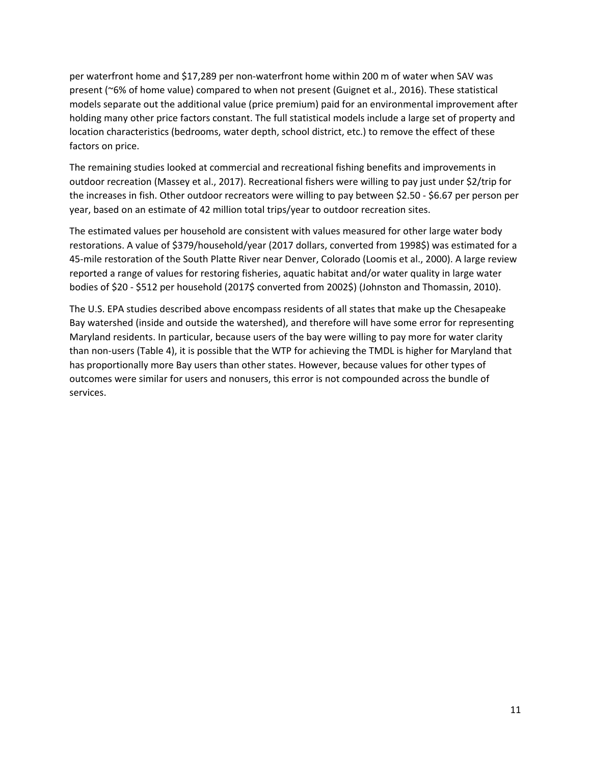per waterfront home and $17,289 per non-waterfront home within 200 m of water when SAV was present (~6% of home value) compared to when not present (Guignet et al., 2016). These statistical models separate out the additional value (price premium) paid for an environmental improvement after holding many other price factors constant. The full statistical models include a large set of property and location characteristics (bedrooms, water depth, school district, etc.) to remove the effect of these factors on price.

The remaining studies looked at commercial and recreational fishing benefits and improvements in outdoor recreation (Massey et al., 2017). Recreational fishers were willing to pay just under $2/trip for the increases in fish. Other outdoor recreators were willing to pay between $2.50 - $6.67 per person per year, based on an estimate of 42 million total trips/year to outdoor recreation sites.

The estimated values per household are consistent with values measured for other large water body restorations. A value of $379/household/year (2017 dollars, converted from 1998$) was estimated for a 45-mile restoration of the South Platte River near Denver, Colorado (Loomis et al., 2000). A large review reported a range of values for restoring fisheries, aquatic habitat and/or water quality in large water bodies of $20 - $512 per household (2017$ converted from 2002$) (Johnston and Thomassin, 2010).

The U.S. EPA studies described above encompass residents of all states that make up the Chesapeake Bay watershed (inside and outside the watershed), and therefore will have some error for representing Maryland residents. In particular, because users of the bay were willing to pay more for water clarity than non-users (Table 4), it is possible that the WTP for achieving the TMDL is higher for Maryland that has proportionally more Bay users than other states. However, because values for other types of outcomes were similar for users and nonusers, this error is not compounded across the bundle of services.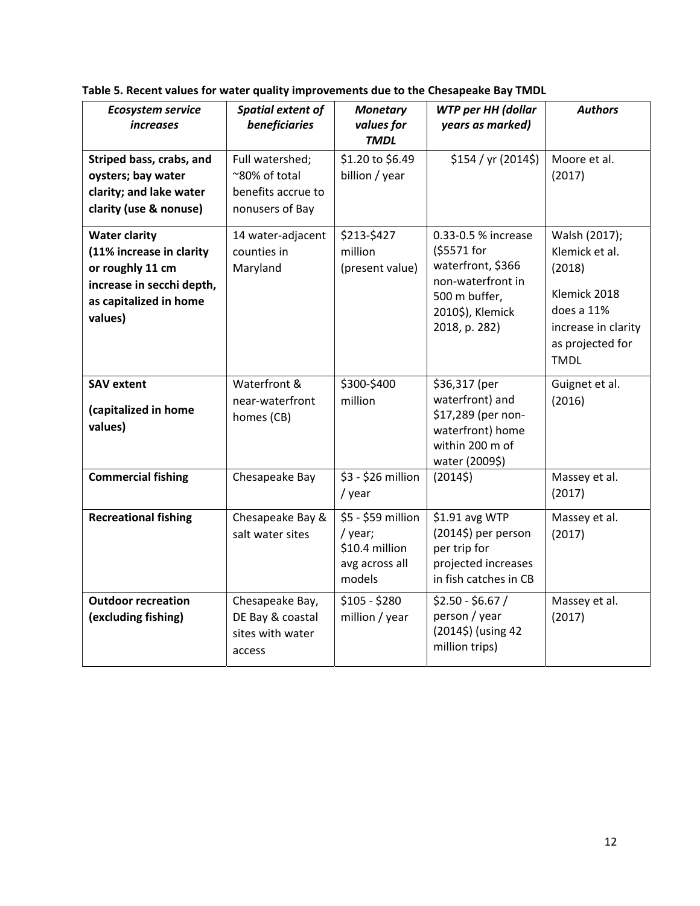**Table 5. Recent values for water quality improvements due to the Chesapeake Bay TMDL**

| *Ecosystem service increases* | *Spatial extent of beneficiaries* | *Monetary values for TMDL* | *WTP per HH (dollar years as marked)* | *Authors* |
|---|---|---|---|---|
| **Striped bass, crabs, and oysters; bay water clarity; and lake water clarity (use & nonuse)** | Full watershed; ~80% of total benefits accrue to nonusers of Bay | $1.20 to $6.49 billion / year | $154 / yr (2014$) | Moore et al. (2017) |
| **Water clarity (11% increase in clarity or roughly 11 cm increase in secchi depth, as capitalized in home values)** | 14 water-adjacent counties in Maryland | $213-$427 million (present value) | 0.33-0.5 % increase ($5571 for waterfront, $366 non-waterfront in 500 m buffer, 2010$), Klemick 2018, p. 282) | Walsh (2017); Klemick et al. (2018)<br><br>Klemick 2018 does a 11% increase in clarity as projected for TMDL |
| **SAV extent**<br><br>**(capitalized in home values)** | Waterfront & near-waterfront homes (CB) | $300-$400 million | $36,317 (per waterfront) and $17,289 (per non-waterfront) home within 200 m of water (2009$) | Guignet et al. (2016) |
| **Commercial fishing** | Chesapeake Bay | $3 - $26 million / year | (2014$) | Massey et al. (2017) |
| **Recreational fishing** | Chesapeake Bay & salt water sites | $5 - $59 million / year; $10.4 million avg across all models | $1.91 avg WTP (2014$) per person per trip for projected increases in fish catches in CB | Massey et al. (2017) |
| **Outdoor recreation (excluding fishing)** | Chesapeake Bay, DE Bay & coastal sites with water access | $105 - $280 million / year | $2.50 - $6.67 / person / year (2014$) (using 42 million trips) | Massey et al. (2017) |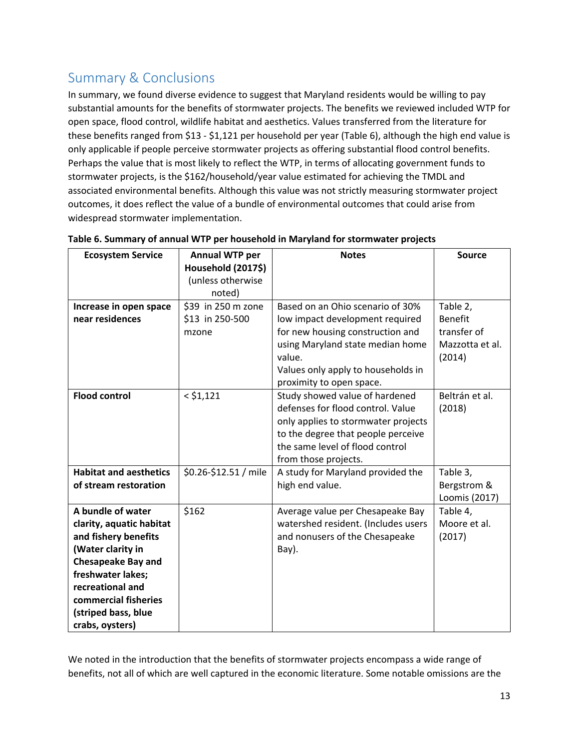## Summary & Conclusions

In summary, we found diverse evidence to suggest that Maryland residents would be willing to pay substantial amounts for the benefits of stormwater projects. The benefits we reviewed included WTP for open space, flood control, wildlife habitat and aesthetics. Values transferred from the literature for these benefits ranged from $13 - $1,121 per household per year (Table 6), although the high end value is only applicable if people perceive stormwater projects as offering substantial flood control benefits. Perhaps the value that is most likely to reflect the WTP, in terms of allocating government funds to stormwater projects, is the $162/household/year value estimated for achieving the TMDL and associated environmental benefits. Although this value was not strictly measuring stormwater project outcomes, it does reflect the value of a bundle of environmental outcomes that could arise from widespread stormwater implementation.

**Table 6. Summary of annual WTP per household in Maryland for stormwater projects**

| Ecosystem Service | Annual WTP per Household (2017$) (unless otherwise noted) | Notes | Source |
|---|---|---|---|
| **Increase in open space near residences** | $39 in 250 m zone<br>$13 in 250-500 mzone | Based on an Ohio scenario of 30% low impact development required for new housing construction and using Maryland state median home value.<br>Values only apply to households in proximity to open space. | Table 2, Benefit transfer of Mazzotta et al. (2014) |
| **Flood control** | < $1,121 | Study showed value of hardened defenses for flood control. Value only applies to stormwater projects to the degree that people perceive the same level of flood control from those projects. | Beltrán et al. (2018) |
| **Habitat and aesthetics of stream restoration** | $0.26-$12.51 / mile | A study for Maryland provided the high end value. | Table 3, Bergstrom & Loomis (2017) |
| **A bundle of water clarity, aquatic habitat and fishery benefits (Water clarity in Chesapeake Bay and freshwater lakes; recreational and commercial fisheries (striped bass, blue crabs, oysters)** | $162 | Average value per Chesapeake Bay watershed resident. (Includes users and nonusers of the Chesapeake Bay). | Table 4, Moore et al. (2017) |

We noted in the introduction that the benefits of stormwater projects encompass a wide range of benefits, not all of which are well captured in the economic literature. Some notable omissions are the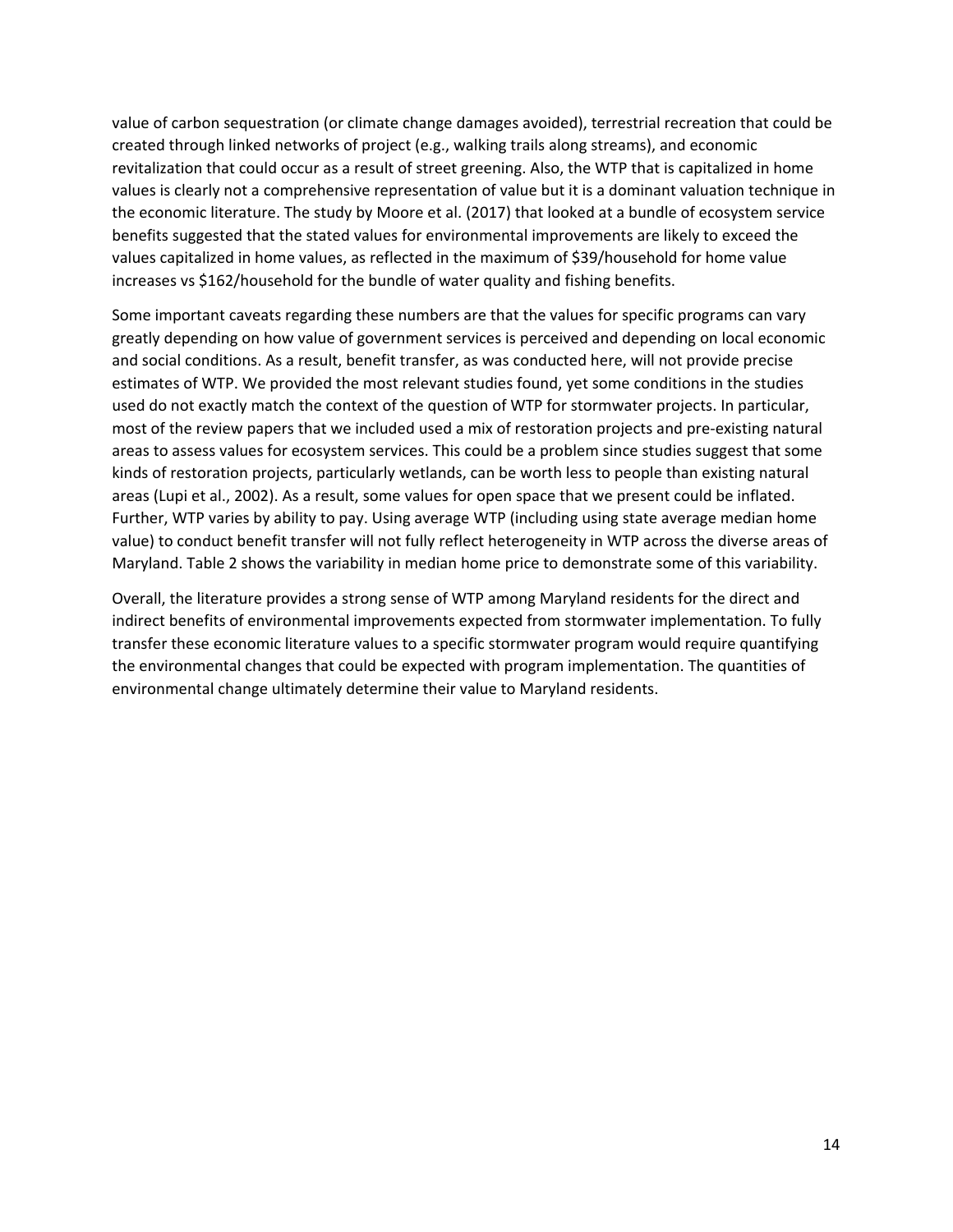value of carbon sequestration (or climate change damages avoided), terrestrial recreation that could be created through linked networks of project (e.g., walking trails along streams), and economic revitalization that could occur as a result of street greening. Also, the WTP that is capitalized in home values is clearly not a comprehensive representation of value but it is a dominant valuation technique in the economic literature. The study by Moore et al. (2017) that looked at a bundle of ecosystem service benefits suggested that the stated values for environmental improvements are likely to exceed the values capitalized in home values, as reflected in the maximum of $39/household for home value increases vs $162/household for the bundle of water quality and fishing benefits.

Some important caveats regarding these numbers are that the values for specific programs can vary greatly depending on how value of government services is perceived and depending on local economic and social conditions. As a result, benefit transfer, as was conducted here, will not provide precise estimates of WTP. We provided the most relevant studies found, yet some conditions in the studies used do not exactly match the context of the question of WTP for stormwater projects. In particular, most of the review papers that we included used a mix of restoration projects and pre-existing natural areas to assess values for ecosystem services. This could be a problem since studies suggest that some kinds of restoration projects, particularly wetlands, can be worth less to people than existing natural areas (Lupi et al., 2002). As a result, some values for open space that we present could be inflated. Further, WTP varies by ability to pay. Using average WTP (including using state average median home value) to conduct benefit transfer will not fully reflect heterogeneity in WTP across the diverse areas of Maryland. Table 2 shows the variability in median home price to demonstrate some of this variability.

Overall, the literature provides a strong sense of WTP among Maryland residents for the direct and indirect benefits of environmental improvements expected from stormwater implementation. To fully transfer these economic literature values to a specific stormwater program would require quantifying the environmental changes that could be expected with program implementation. The quantities of environmental change ultimately determine their value to Maryland residents.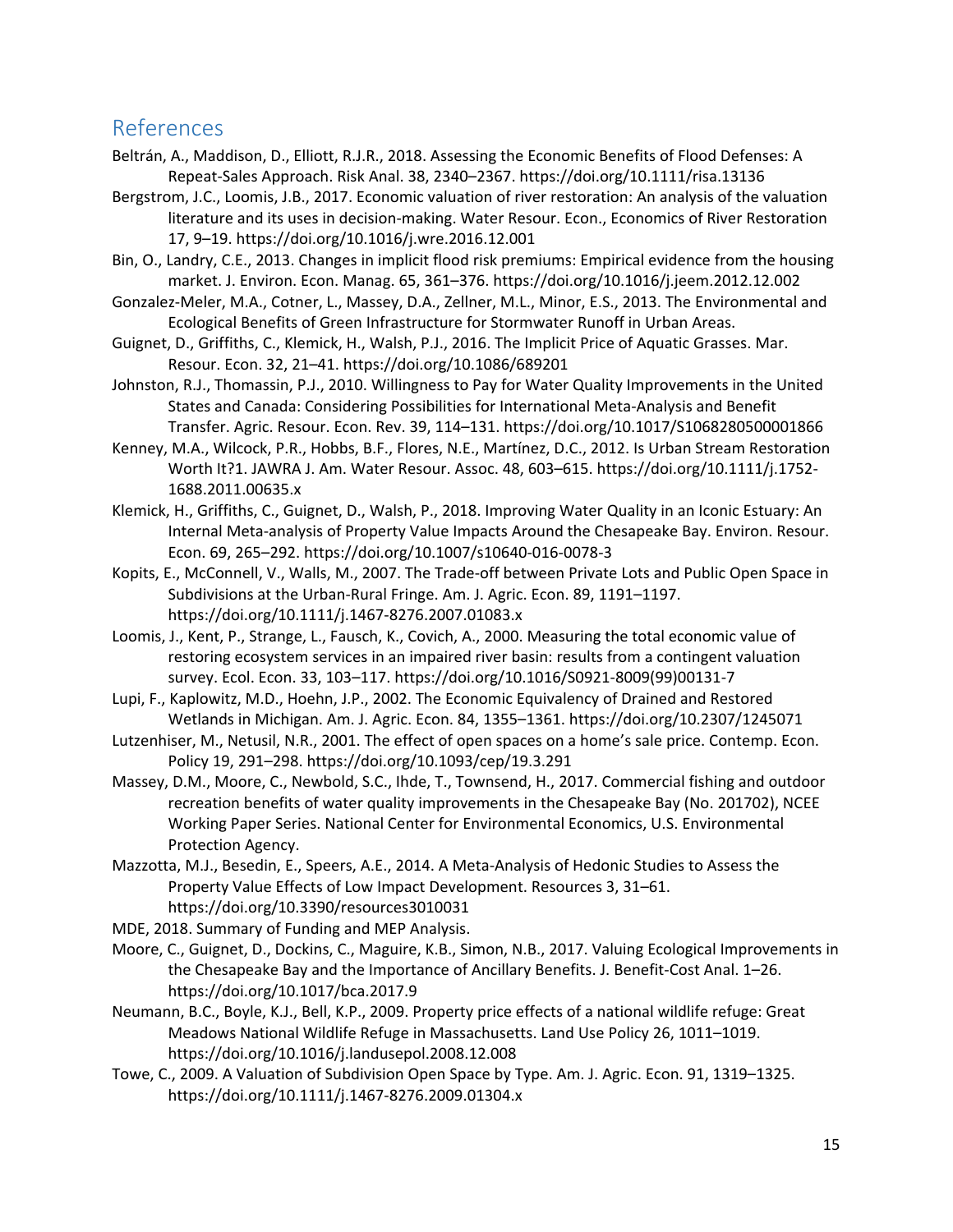## References

Beltrán, A., Maddison, D., Elliott, R.J.R., 2018. Assessing the Economic Benefits of Flood Defenses: A Repeat-Sales Approach. Risk Anal. 38, 2340–2367. https://doi.org/10.1111/risa.13136

Bergstrom, J.C., Loomis, J.B., 2017. Economic valuation of river restoration: An analysis of the valuation literature and its uses in decision-making. Water Resour. Econ., Economics of River Restoration 17, 9–19. https://doi.org/10.1016/j.wre.2016.12.001

Bin, O., Landry, C.E., 2013. Changes in implicit flood risk premiums: Empirical evidence from the housing market. J. Environ. Econ. Manag. 65, 361–376. https://doi.org/10.1016/j.jeem.2012.12.002

Gonzalez-Meler, M.A., Cotner, L., Massey, D.A., Zellner, M.L., Minor, E.S., 2013. The Environmental and Ecological Benefits of Green Infrastructure for Stormwater Runoff in Urban Areas.

Guignet, D., Griffiths, C., Klemick, H., Walsh, P.J., 2016. The Implicit Price of Aquatic Grasses. Mar. Resour. Econ. 32, 21–41. https://doi.org/10.1086/689201

Johnston, R.J., Thomassin, P.J., 2010. Willingness to Pay for Water Quality Improvements in the United States and Canada: Considering Possibilities for International Meta-Analysis and Benefit Transfer. Agric. Resour. Econ. Rev. 39, 114–131. https://doi.org/10.1017/S1068280500001866

Kenney, M.A., Wilcock, P.R., Hobbs, B.F., Flores, N.E., Martínez, D.C., 2012. Is Urban Stream Restoration Worth It?1. JAWRA J. Am. Water Resour. Assoc. 48, 603–615. https://doi.org/10.1111/j.1752-1688.2011.00635.x

Klemick, H., Griffiths, C., Guignet, D., Walsh, P., 2018. Improving Water Quality in an Iconic Estuary: An Internal Meta-analysis of Property Value Impacts Around the Chesapeake Bay. Environ. Resour. Econ. 69, 265–292. https://doi.org/10.1007/s10640-016-0078-3

Kopits, E., McConnell, V., Walls, M., 2007. The Trade-off between Private Lots and Public Open Space in Subdivisions at the Urban-Rural Fringe. Am. J. Agric. Econ. 89, 1191–1197. https://doi.org/10.1111/j.1467-8276.2007.01083.x

Loomis, J., Kent, P., Strange, L., Fausch, K., Covich, A., 2000. Measuring the total economic value of restoring ecosystem services in an impaired river basin: results from a contingent valuation survey. Ecol. Econ. 33, 103–117. https://doi.org/10.1016/S0921-8009(99)00131-7

Lupi, F., Kaplowitz, M.D., Hoehn, J.P., 2002. The Economic Equivalency of Drained and Restored Wetlands in Michigan. Am. J. Agric. Econ. 84, 1355–1361. https://doi.org/10.2307/1245071

Lutzenhiser, M., Netusil, N.R., 2001. The effect of open spaces on a home's sale price. Contemp. Econ. Policy 19, 291–298. https://doi.org/10.1093/cep/19.3.291

Massey, D.M., Moore, C., Newbold, S.C., Ihde, T., Townsend, H., 2017. Commercial fishing and outdoor recreation benefits of water quality improvements in the Chesapeake Bay (No. 201702), NCEE Working Paper Series. National Center for Environmental Economics, U.S. Environmental Protection Agency.

Mazzotta, M.J., Besedin, E., Speers, A.E., 2014. A Meta-Analysis of Hedonic Studies to Assess the Property Value Effects of Low Impact Development. Resources 3, 31–61. https://doi.org/10.3390/resources3010031

MDE, 2018. Summary of Funding and MEP Analysis.

Moore, C., Guignet, D., Dockins, C., Maguire, K.B., Simon, N.B., 2017. Valuing Ecological Improvements in the Chesapeake Bay and the Importance of Ancillary Benefits. J. Benefit-Cost Anal. 1–26. https://doi.org/10.1017/bca.2017.9

Neumann, B.C., Boyle, K.J., Bell, K.P., 2009. Property price effects of a national wildlife refuge: Great Meadows National Wildlife Refuge in Massachusetts. Land Use Policy 26, 1011–1019. https://doi.org/10.1016/j.landusepol.2008.12.008

Towe, C., 2009. A Valuation of Subdivision Open Space by Type. Am. J. Agric. Econ. 91, 1319–1325. https://doi.org/10.1111/j.1467-8276.2009.01304.x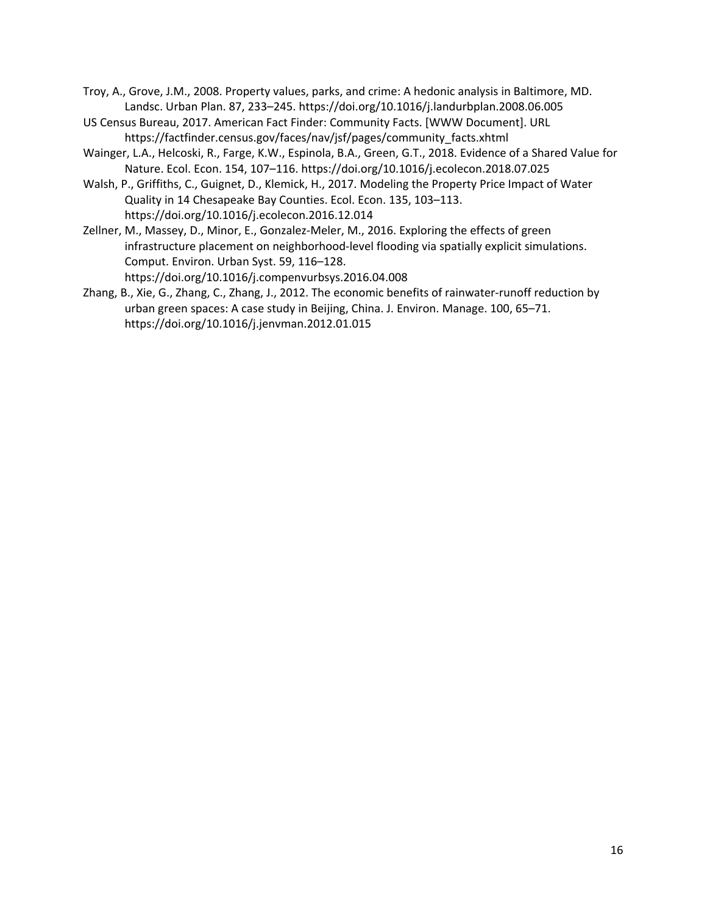Troy, A., Grove, J.M., 2008. Property values, parks, and crime: A hedonic analysis in Baltimore, MD. Landsc. Urban Plan. 87, 233–245. https://doi.org/10.1016/j.landurbplan.2008.06.005

US Census Bureau, 2017. American Fact Finder: Community Facts. [WWW Document]. URL https://factfinder.census.gov/faces/nav/jsf/pages/community_facts.xhtml

Wainger, L.A., Helcoski, R., Farge, K.W., Espinola, B.A., Green, G.T., 2018. Evidence of a Shared Value for Nature. Ecol. Econ. 154, 107–116. https://doi.org/10.1016/j.ecolecon.2018.07.025

Walsh, P., Griffiths, C., Guignet, D., Klemick, H., 2017. Modeling the Property Price Impact of Water Quality in 14 Chesapeake Bay Counties. Ecol. Econ. 135, 103–113. https://doi.org/10.1016/j.ecolecon.2016.12.014

Zellner, M., Massey, D., Minor, E., Gonzalez-Meler, M., 2016. Exploring the effects of green infrastructure placement on neighborhood-level flooding via spatially explicit simulations. Comput. Environ. Urban Syst. 59, 116–128. https://doi.org/10.1016/j.compenvurbsys.2016.04.008

Zhang, B., Xie, G., Zhang, C., Zhang, J., 2012. The economic benefits of rainwater-runoff reduction by urban green spaces: A case study in Beijing, China. J. Environ. Manage. 100, 65–71. https://doi.org/10.1016/j.jenvman.2012.01.015